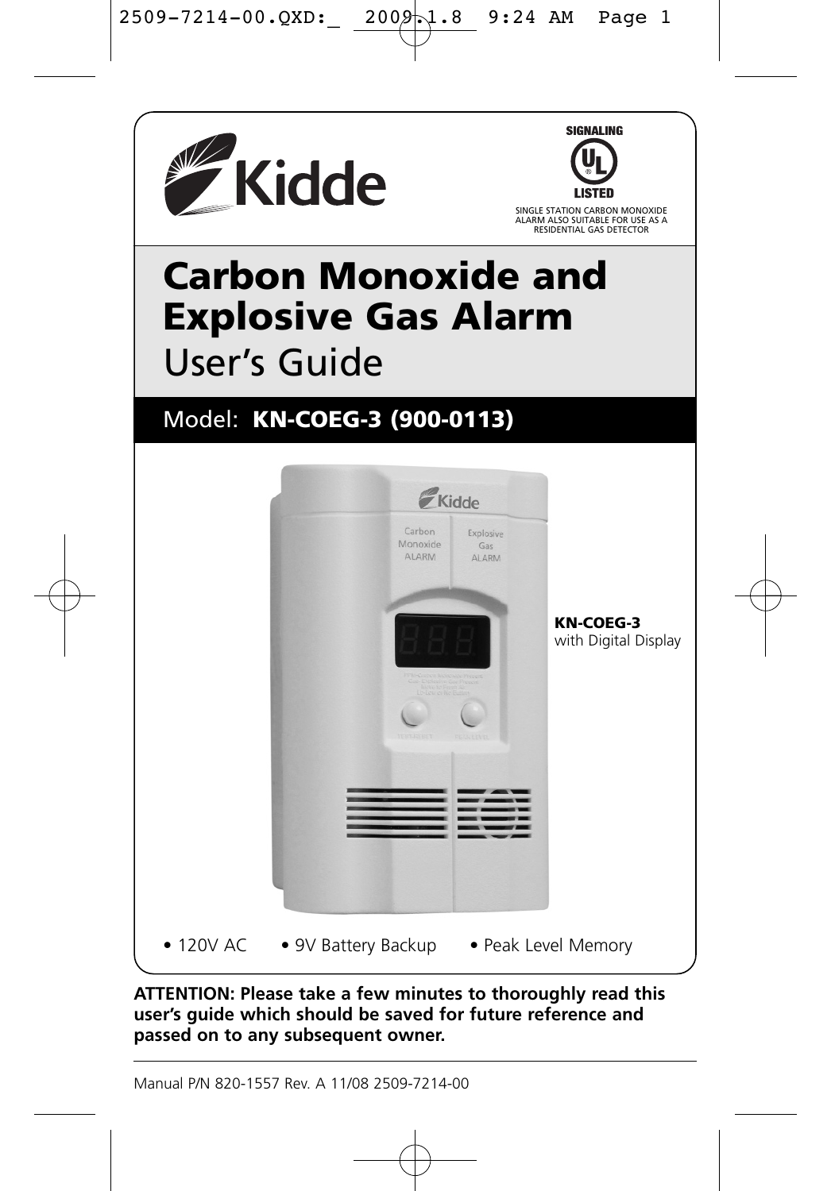Kidde

SIGNALING

UL LISTED

SINGLE STATION CARBON MONOXIDE ALARM ALSO SUITABLE FOR USE AS A RESIDENTIAL GAS DETECTOR

# Carbon Monoxide and Explosive Gas Alarm

## User's Guide

## Model: **KN-COEG-3 (900-0113)**

**KN-COEG-3**
with Digital Display

- 120V AC
- 9V Battery Backup
- Peak Level Memory

**ATTENTION: Please take a few minutes to thoroughly read this user's guide which should be saved for future reference and passed on to any subsequent owner.**

Manual P/N 820-1557 Rev. A 11/08 2509-7214-00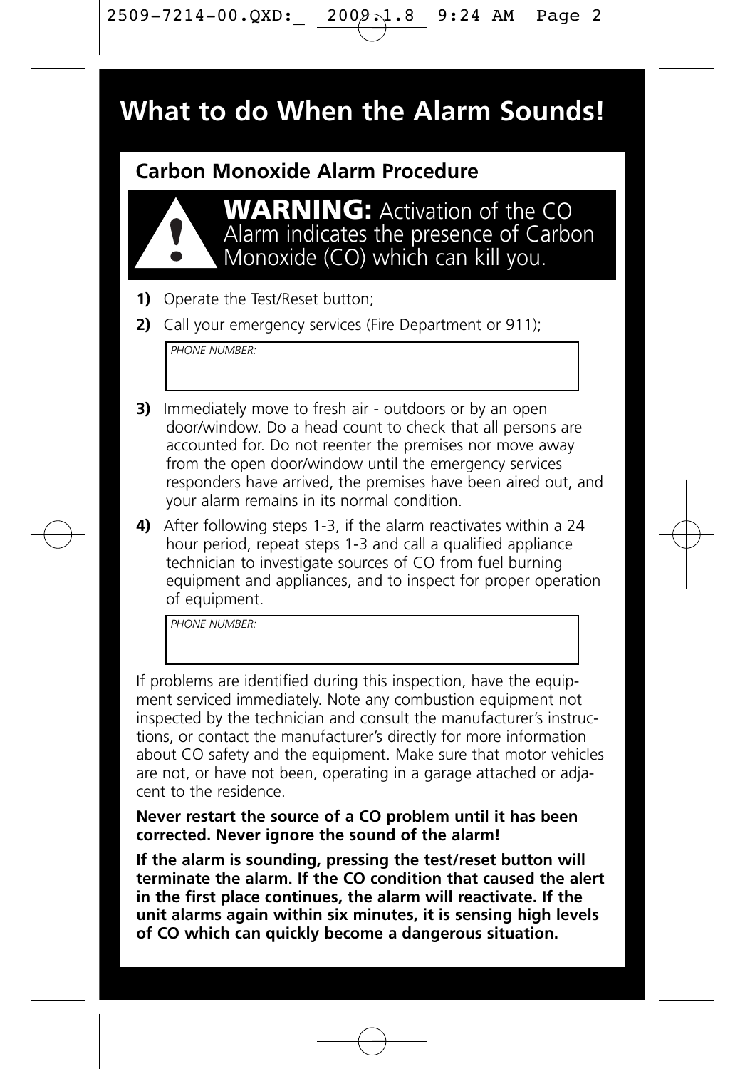# What to do When the Alarm Sounds!

## Carbon Monoxide Alarm Procedure

**WARNING:** Activation of the CO Alarm indicates the presence of Carbon Monoxide (CO) which can kill you.

**1)** Operate the Test/Reset button;

**2)** Call your emergency services (Fire Department or 911);

*PHONE NUMBER:*

**3)** Immediately move to fresh air - outdoors or by an open door/window. Do a head count to check that all persons are accounted for. Do not reenter the premises nor move away from the open door/window until the emergency services responders have arrived, the premises have been aired out, and your alarm remains in its normal condition.

**4)** After following steps 1-3, if the alarm reactivates within a 24 hour period, repeat steps 1-3 and call a qualified appliance technician to investigate sources of CO from fuel burning equipment and appliances, and to inspect for proper operation of equipment.

*PHONE NUMBER:*

If problems are identified during this inspection, have the equipment serviced immediately. Note any combustion equipment not inspected by the technician and consult the manufacturer's instructions, or contact the manufacturer's directly for more information about CO safety and the equipment. Make sure that motor vehicles are not, or have not been, operating in a garage attached or adjacent to the residence.

**Never restart the source of a CO problem until it has been corrected. Never ignore the sound of the alarm!**

**If the alarm is sounding, pressing the test/reset button will terminate the alarm. If the CO condition that caused the alert in the first place continues, the alarm will reactivate. If the unit alarms again within six minutes, it is sensing high levels of CO which can quickly become a dangerous situation.**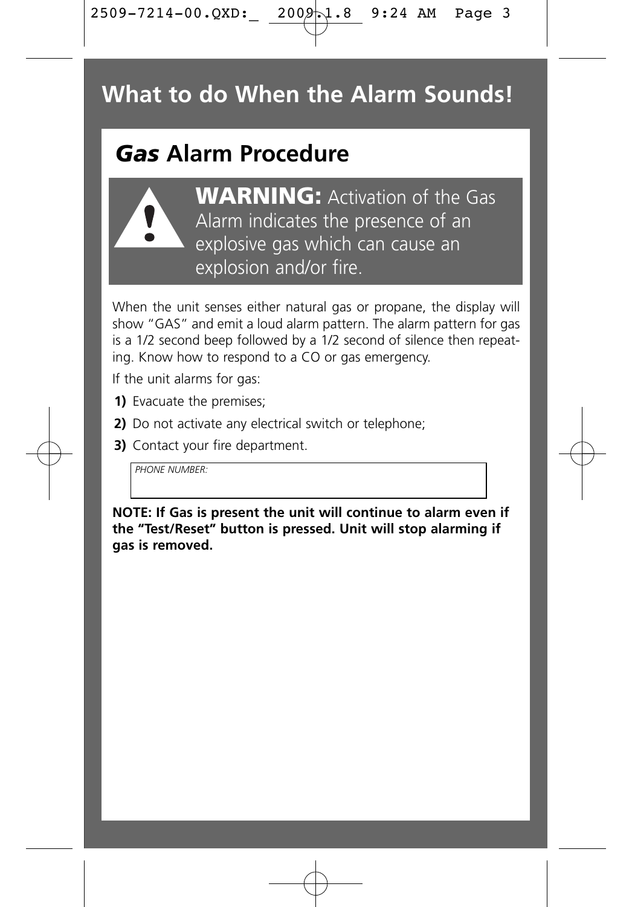# What to do When the Alarm Sounds!

## *Gas* Alarm Procedure

**WARNING:** Activation of the Gas Alarm indicates the presence of an explosive gas which can cause an explosion and/or fire.

When the unit senses either natural gas or propane, the display will show "GAS" and emit a loud alarm pattern. The alarm pattern for gas is a 1/2 second beep followed by a 1/2 second of silence then repeating. Know how to respond to a CO or gas emergency.

If the unit alarms for gas:

**1)** Evacuate the premises;

**2)** Do not activate any electrical switch or telephone;

**3)** Contact your fire department.

| *PHONE NUMBER:* |
| --- |

**NOTE: If Gas is present the unit will continue to alarm even if the "Test/Reset" button is pressed. Unit will stop alarming if gas is removed.**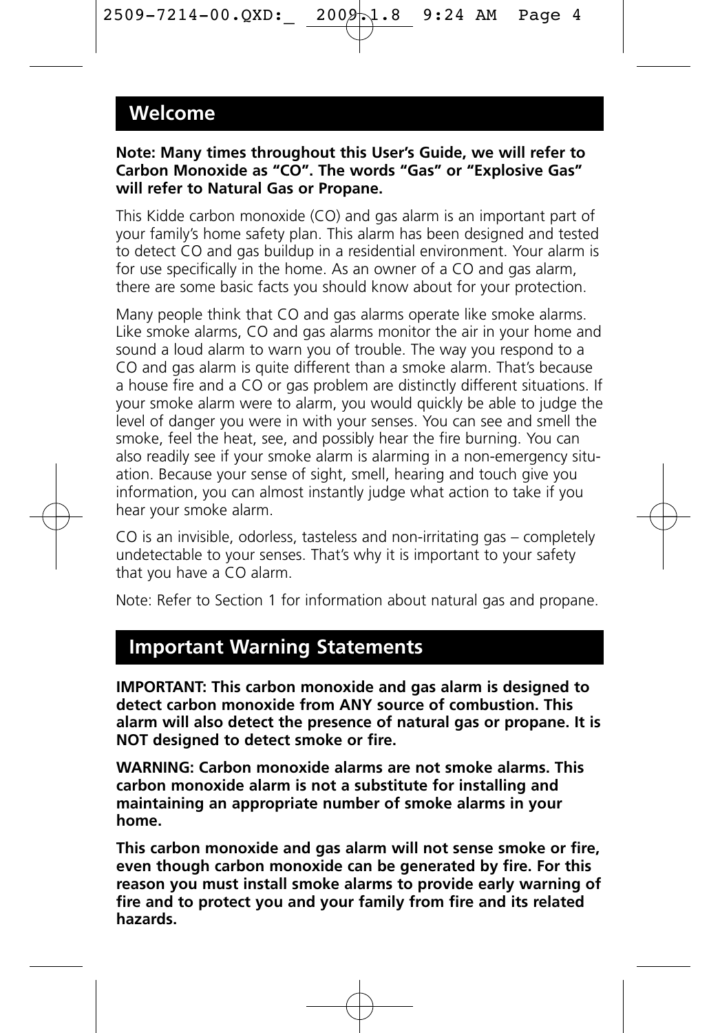## Welcome

**Note: Many times throughout this User's Guide, we will refer to Carbon Monoxide as "CO". The words "Gas" or "Explosive Gas" will refer to Natural Gas or Propane.**

This Kidde carbon monoxide (CO) and gas alarm is an important part of your family's home safety plan. This alarm has been designed and tested to detect CO and gas buildup in a residential environment. Your alarm is for use specifically in the home. As an owner of a CO and gas alarm, there are some basic facts you should know about for your protection.

Many people think that CO and gas alarms operate like smoke alarms. Like smoke alarms, CO and gas alarms monitor the air in your home and sound a loud alarm to warn you of trouble. The way you respond to a CO and gas alarm is quite different than a smoke alarm. That's because a house fire and a CO or gas problem are distinctly different situations. If your smoke alarm were to alarm, you would quickly be able to judge the level of danger you were in with your senses. You can see and smell the smoke, feel the heat, see, and possibly hear the fire burning. You can also readily see if your smoke alarm is alarming in a non-emergency situation. Because your sense of sight, smell, hearing and touch give you information, you can almost instantly judge what action to take if you hear your smoke alarm.

CO is an invisible, odorless, tasteless and non-irritating gas – completely undetectable to your senses. That's why it is important to your safety that you have a CO alarm.

Note: Refer to Section 1 for information about natural gas and propane.

## Important Warning Statements

**IMPORTANT: This carbon monoxide and gas alarm is designed to detect carbon monoxide from ANY source of combustion. This alarm will also detect the presence of natural gas or propane. It is NOT designed to detect smoke or fire.**

**WARNING: Carbon monoxide alarms are not smoke alarms. This carbon monoxide alarm is not a substitute for installing and maintaining an appropriate number of smoke alarms in your home.**

**This carbon monoxide and gas alarm will not sense smoke or fire, even though carbon monoxide can be generated by fire. For this reason you must install smoke alarms to provide early warning of fire and to protect you and your family from fire and its related hazards.**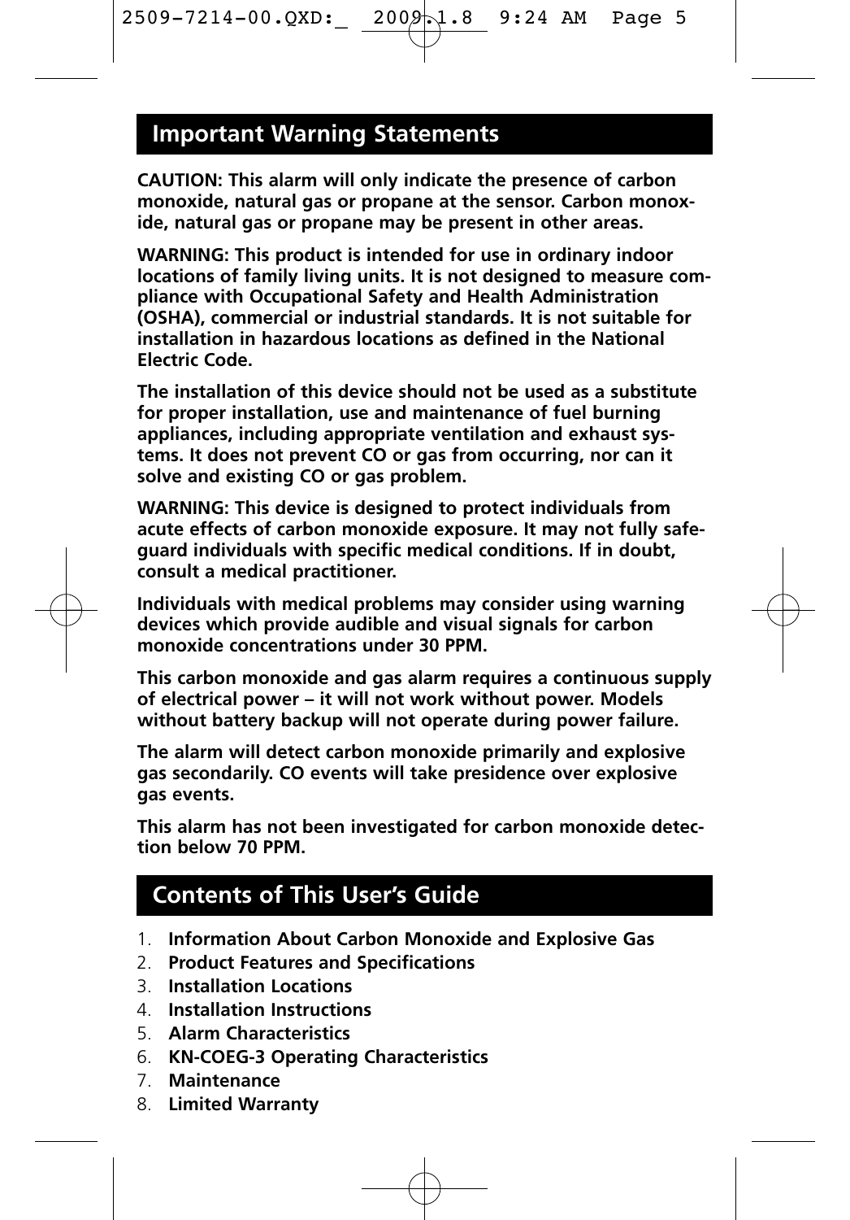## Important Warning Statements

**CAUTION: This alarm will only indicate the presence of carbon monoxide, natural gas or propane at the sensor. Carbon monoxide, natural gas or propane may be present in other areas.**

**WARNING: This product is intended for use in ordinary indoor locations of family living units. It is not designed to measure compliance with Occupational Safety and Health Administration (OSHA), commercial or industrial standards. It is not suitable for installation in hazardous locations as defined in the National Electric Code.**

**The installation of this device should not be used as a substitute for proper installation, use and maintenance of fuel burning appliances, including appropriate ventilation and exhaust systems. It does not prevent CO or gas from occurring, nor can it solve and existing CO or gas problem.**

**WARNING: This device is designed to protect individuals from acute effects of carbon monoxide exposure. It may not fully safeguard individuals with specific medical conditions. If in doubt, consult a medical practitioner.**

**Individuals with medical problems may consider using warning devices which provide audible and visual signals for carbon monoxide concentrations under 30 PPM.**

**This carbon monoxide and gas alarm requires a continuous supply of electrical power – it will not work without power. Models without battery backup will not operate during power failure.**

**The alarm will detect carbon monoxide primarily and explosive gas secondarily. CO events will take presidence over explosive gas events.**

**This alarm has not been investigated for carbon monoxide detection below 70 PPM.**

## Contents of This User's Guide

1. **Information About Carbon Monoxide and Explosive Gas**
2. **Product Features and Specifications**
3. **Installation Locations**
4. **Installation Instructions**
5. **Alarm Characteristics**
6. **KN-COEG-3 Operating Characteristics**
7. **Maintenance**
8. **Limited Warranty**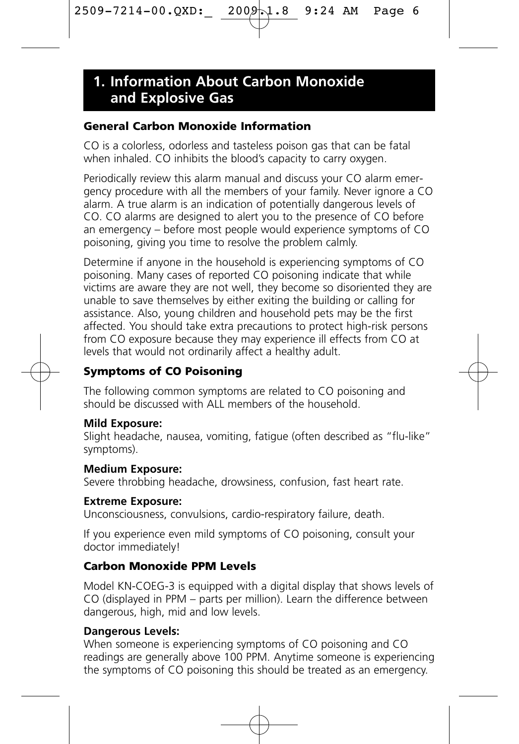## 1. Information About Carbon Monoxide and Explosive Gas

### General Carbon Monoxide Information

CO is a colorless, odorless and tasteless poison gas that can be fatal when inhaled. CO inhibits the blood's capacity to carry oxygen.

Periodically review this alarm manual and discuss your CO alarm emergency procedure with all the members of your family. Never ignore a CO alarm. A true alarm is an indication of potentially dangerous levels of CO. CO alarms are designed to alert you to the presence of CO before an emergency – before most people would experience symptoms of CO poisoning, giving you time to resolve the problem calmly.

Determine if anyone in the household is experiencing symptoms of CO poisoning. Many cases of reported CO poisoning indicate that while victims are aware they are not well, they become so disoriented they are unable to save themselves by either exiting the building or calling for assistance. Also, young children and household pets may be the first affected. You should take extra precautions to protect high-risk persons from CO exposure because they may experience ill effects from CO at levels that would not ordinarily affect a healthy adult.

### Symptoms of CO Poisoning

The following common symptoms are related to CO poisoning and should be discussed with ALL members of the household.

**Mild Exposure:**
Slight headache, nausea, vomiting, fatigue (often described as "flu-like" symptoms).

**Medium Exposure:**
Severe throbbing headache, drowsiness, confusion, fast heart rate.

**Extreme Exposure:**
Unconsciousness, convulsions, cardio-respiratory failure, death.

If you experience even mild symptoms of CO poisoning, consult your doctor immediately!

### Carbon Monoxide PPM Levels

Model KN-COEG-3 is equipped with a digital display that shows levels of CO (displayed in PPM – parts per million). Learn the difference between dangerous, high, mid and low levels.

**Dangerous Levels:**
When someone is experiencing symptoms of CO poisoning and CO readings are generally above 100 PPM. Anytime someone is experiencing the symptoms of CO poisoning this should be treated as an emergency.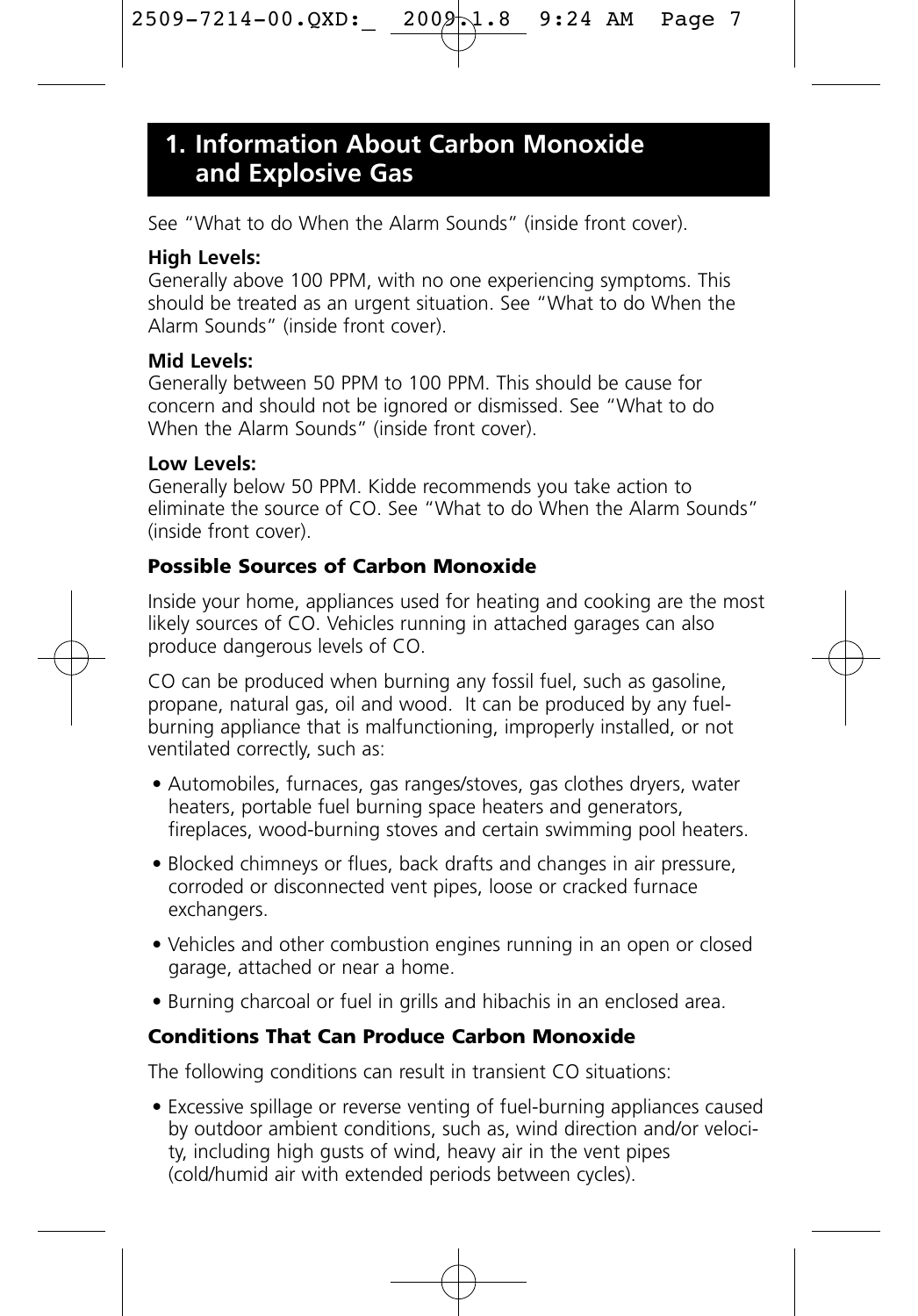# 1. Information About Carbon Monoxide and Explosive Gas

See "What to do When the Alarm Sounds" (inside front cover).

**High Levels:**
Generally above 100 PPM, with no one experiencing symptoms. This should be treated as an urgent situation. See "What to do When the Alarm Sounds" (inside front cover).

**Mid Levels:**
Generally between 50 PPM to 100 PPM. This should be cause for concern and should not be ignored or dismissed. See "What to do When the Alarm Sounds" (inside front cover).

**Low Levels:**
Generally below 50 PPM. Kidde recommends you take action to eliminate the source of CO. See "What to do When the Alarm Sounds" (inside front cover).

### Possible Sources of Carbon Monoxide

Inside your home, appliances used for heating and cooking are the most likely sources of CO. Vehicles running in attached garages can also produce dangerous levels of CO.

CO can be produced when burning any fossil fuel, such as gasoline, propane, natural gas, oil and wood. It can be produced by any fuel-burning appliance that is malfunctioning, improperly installed, or not ventilated correctly, such as:

- Automobiles, furnaces, gas ranges/stoves, gas clothes dryers, water heaters, portable fuel burning space heaters and generators, fireplaces, wood-burning stoves and certain swimming pool heaters.
- Blocked chimneys or flues, back drafts and changes in air pressure, corroded or disconnected vent pipes, loose or cracked furnace exchangers.
- Vehicles and other combustion engines running in an open or closed garage, attached or near a home.
- Burning charcoal or fuel in grills and hibachis in an enclosed area.

### Conditions That Can Produce Carbon Monoxide

The following conditions can result in transient CO situations:

- Excessive spillage or reverse venting of fuel-burning appliances caused by outdoor ambient conditions, such as, wind direction and/or velocity, including high gusts of wind, heavy air in the vent pipes (cold/humid air with extended periods between cycles).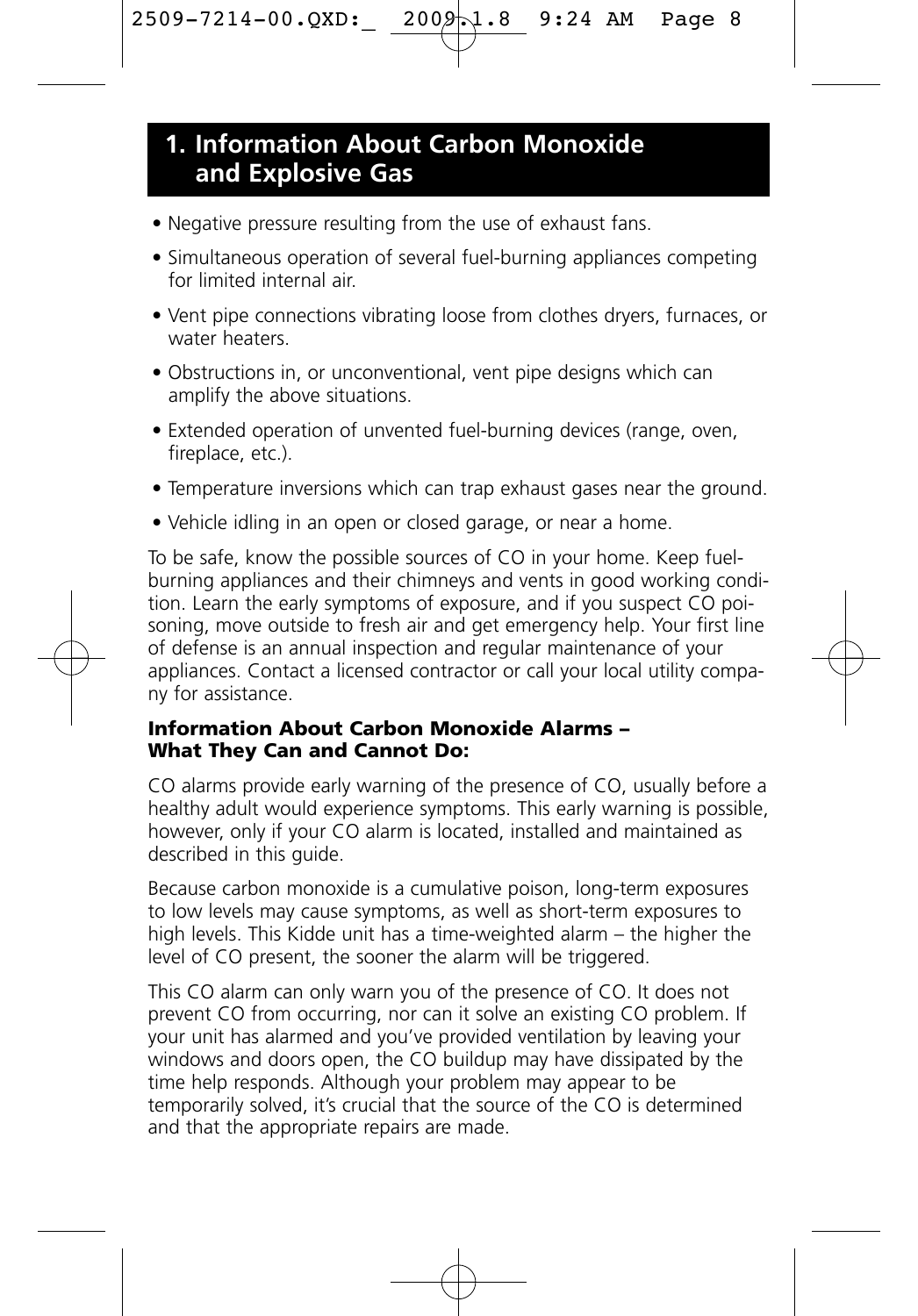# 1. Information About Carbon Monoxide and Explosive Gas

- Negative pressure resulting from the use of exhaust fans.
- Simultaneous operation of several fuel-burning appliances competing for limited internal air.
- Vent pipe connections vibrating loose from clothes dryers, furnaces, or water heaters.
- Obstructions in, or unconventional, vent pipe designs which can amplify the above situations.
- Extended operation of unvented fuel-burning devices (range, oven, fireplace, etc.).
- Temperature inversions which can trap exhaust gases near the ground.
- Vehicle idling in an open or closed garage, or near a home.

To be safe, know the possible sources of CO in your home. Keep fuel-burning appliances and their chimneys and vents in good working condition. Learn the early symptoms of exposure, and if you suspect CO poisoning, move outside to fresh air and get emergency help. Your first line of defense is an annual inspection and regular maintenance of your appliances. Contact a licensed contractor or call your local utility company for assistance.

**Information About Carbon Monoxide Alarms – What They Can and Cannot Do:**

CO alarms provide early warning of the presence of CO, usually before a healthy adult would experience symptoms. This early warning is possible, however, only if your CO alarm is located, installed and maintained as described in this guide.

Because carbon monoxide is a cumulative poison, long-term exposures to low levels may cause symptoms, as well as short-term exposures to high levels. This Kidde unit has a time-weighted alarm – the higher the level of CO present, the sooner the alarm will be triggered.

This CO alarm can only warn you of the presence of CO. It does not prevent CO from occurring, nor can it solve an existing CO problem. If your unit has alarmed and you've provided ventilation by leaving your windows and doors open, the CO buildup may have dissipated by the time help responds. Although your problem may appear to be temporarily solved, it's crucial that the source of the CO is determined and that the appropriate repairs are made.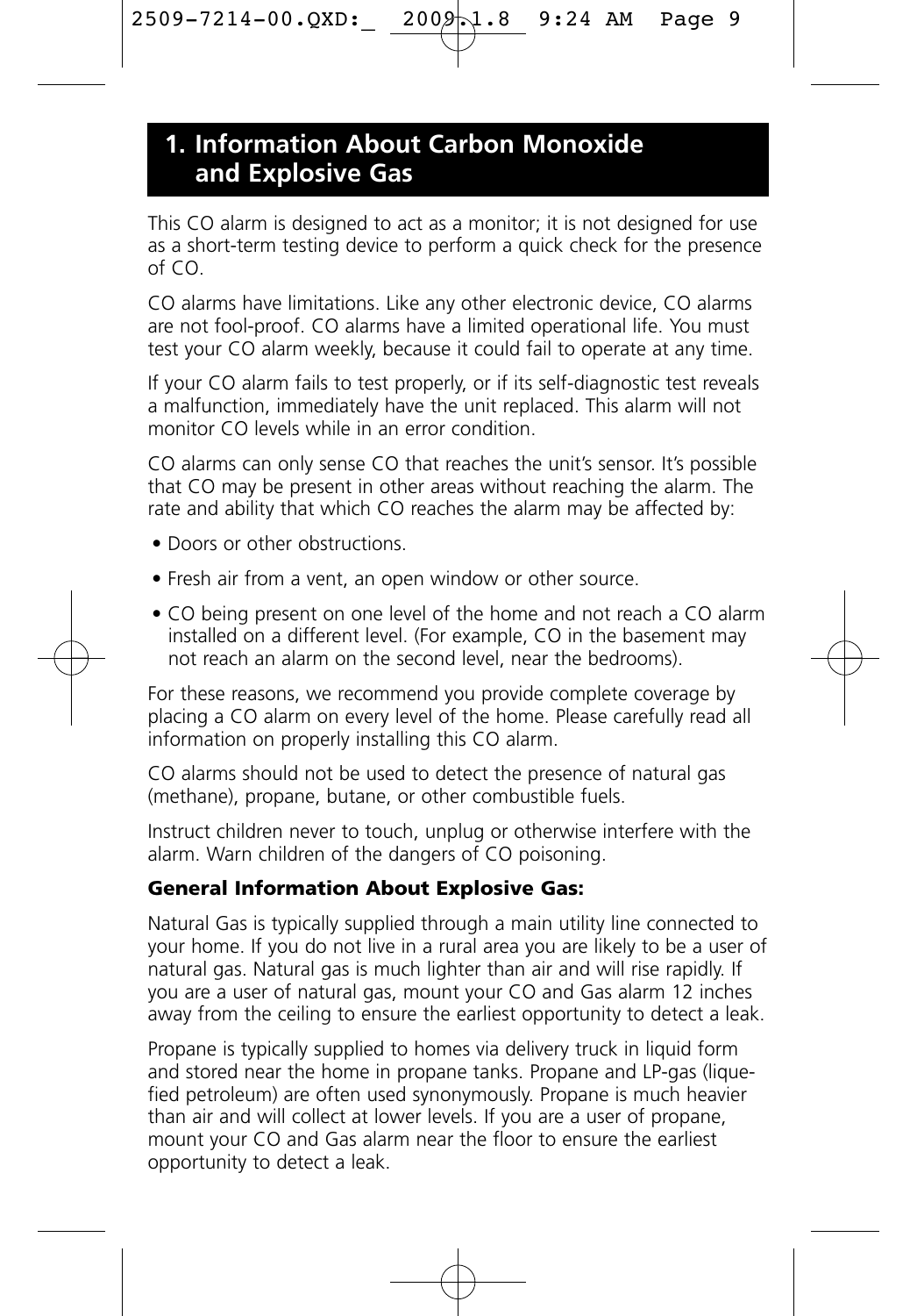## 1. Information About Carbon Monoxide and Explosive Gas

This CO alarm is designed to act as a monitor; it is not designed for use as a short-term testing device to perform a quick check for the presence of CO.

CO alarms have limitations. Like any other electronic device, CO alarms are not fool-proof. CO alarms have a limited operational life. You must test your CO alarm weekly, because it could fail to operate at any time.

If your CO alarm fails to test properly, or if its self-diagnostic test reveals a malfunction, immediately have the unit replaced. This alarm will not monitor CO levels while in an error condition.

CO alarms can only sense CO that reaches the unit's sensor. It's possible that CO may be present in other areas without reaching the alarm. The rate and ability that which CO reaches the alarm may be affected by:

- Doors or other obstructions.
- Fresh air from a vent, an open window or other source.
- CO being present on one level of the home and not reach a CO alarm installed on a different level. (For example, CO in the basement may not reach an alarm on the second level, near the bedrooms).

For these reasons, we recommend you provide complete coverage by placing a CO alarm on every level of the home. Please carefully read all information on properly installing this CO alarm.

CO alarms should not be used to detect the presence of natural gas (methane), propane, butane, or other combustible fuels.

Instruct children never to touch, unplug or otherwise interfere with the alarm. Warn children of the dangers of CO poisoning.

**General Information About Explosive Gas:**

Natural Gas is typically supplied through a main utility line connected to your home. If you do not live in a rural area you are likely to be a user of natural gas. Natural gas is much lighter than air and will rise rapidly. If you are a user of natural gas, mount your CO and Gas alarm 12 inches away from the ceiling to ensure the earliest opportunity to detect a leak.

Propane is typically supplied to homes via delivery truck in liquid form and stored near the home in propane tanks. Propane and LP-gas (liquefied petroleum) are often used synonymously. Propane is much heavier than air and will collect at lower levels. If you are a user of propane, mount your CO and Gas alarm near the floor to ensure the earliest opportunity to detect a leak.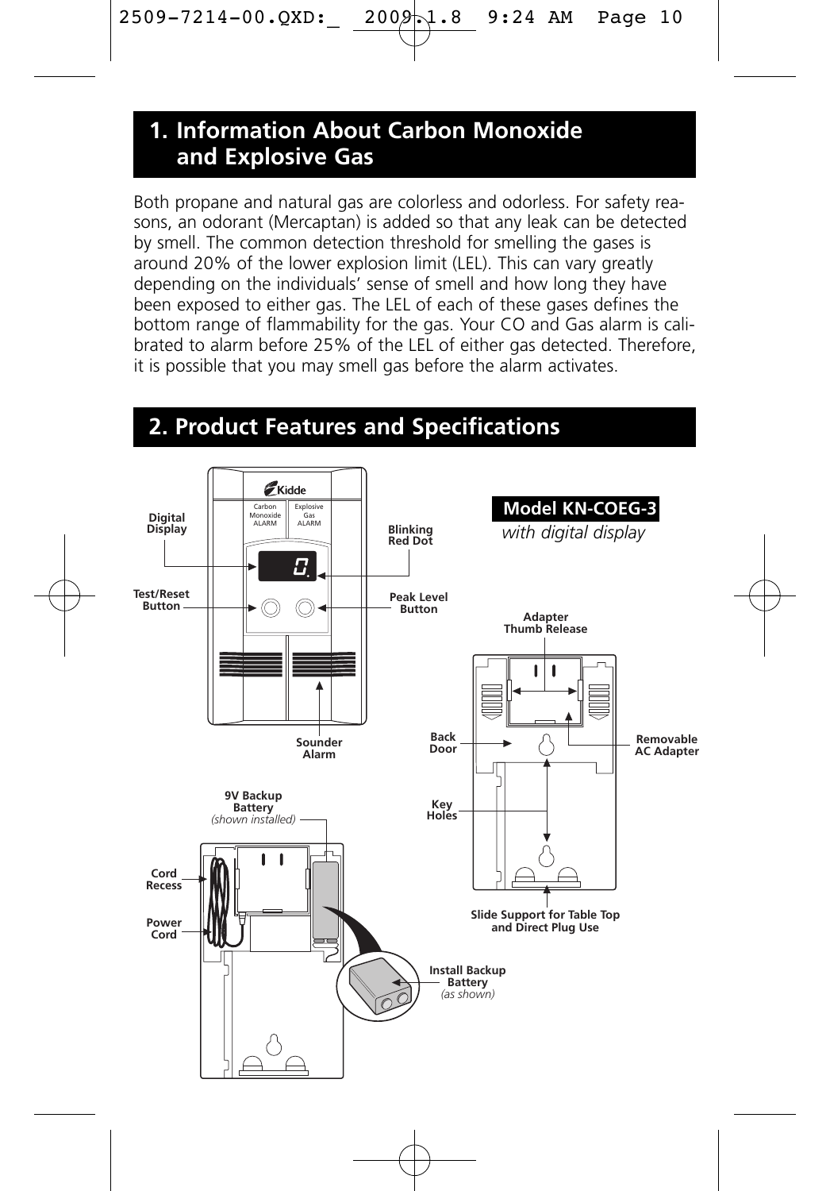## 1. Information About Carbon Monoxide and Explosive Gas

Both propane and natural gas are colorless and odorless. For safety reasons, an odorant (Mercaptan) is added so that any leak can be detected by smell. The common detection threshold for smelling the gases is around 20% of the lower explosion limit (LEL). This can vary greatly depending on the individuals' sense of smell and how long they have been exposed to either gas. The LEL of each of these gases defines the bottom range of flammability for the gas. Your CO and Gas alarm is calibrated to alarm before 25% of the LEL of either gas detected. Therefore, it is possible that you may smell gas before the alarm activates.

## 2. Product Features and Specifications

**Model KN-COEG-3**
*with digital display*

Digital Display
Blinking Red Dot
Test/Reset Button
Peak Level Button
Sounder Alarm
Adapter Thumb Release
Back Door
Removable AC Adapter
Key Holes
Slide Support for Table Top and Direct Plug Use
9V Backup Battery *(shown installed)*
Cord Recess
Power Cord
Install Backup Battery *(as shown)*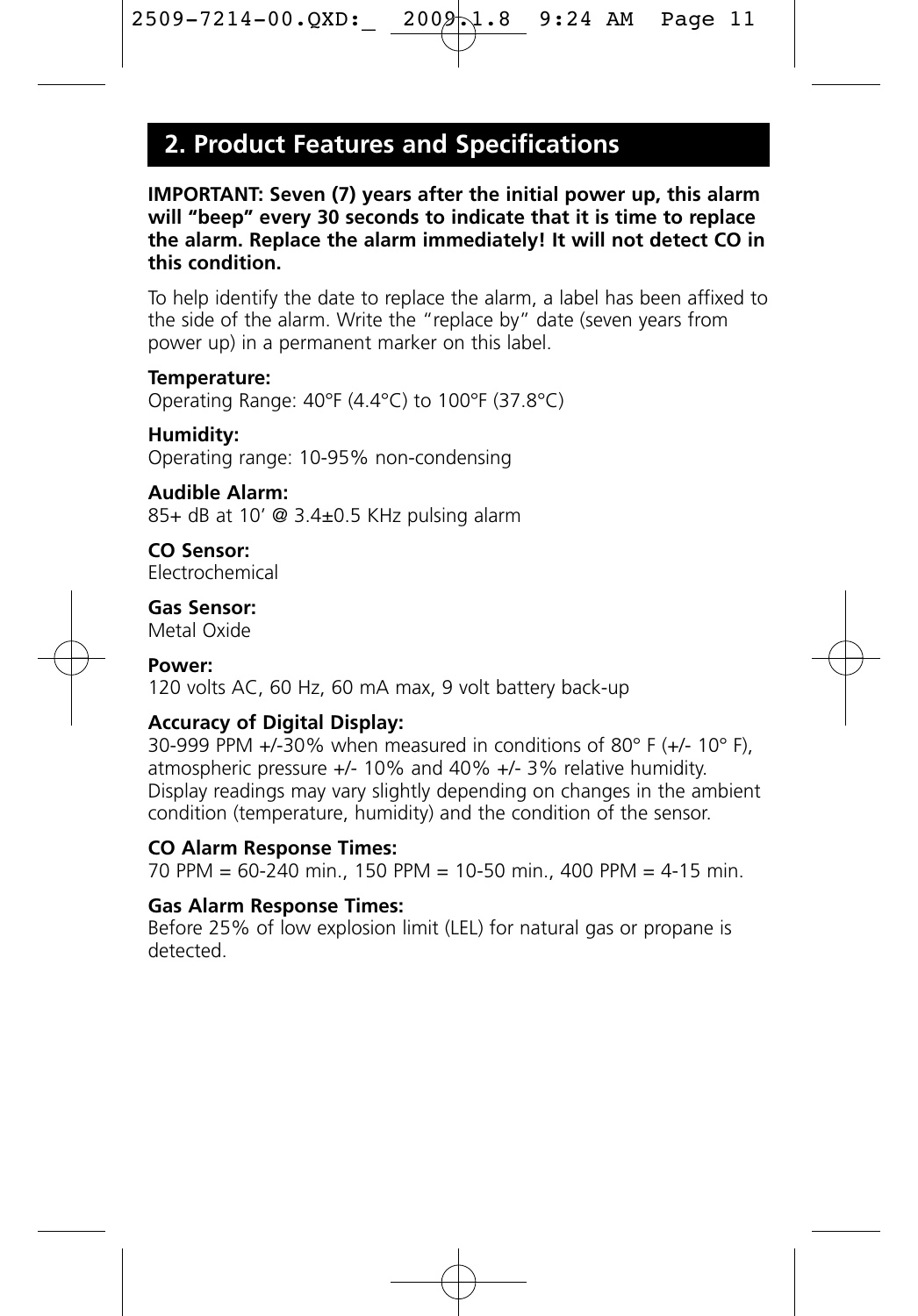## 2. Product Features and Specifications

**IMPORTANT: Seven (7) years after the initial power up, this alarm will "beep" every 30 seconds to indicate that it is time to replace the alarm. Replace the alarm immediately! It will not detect CO in this condition.**

To help identify the date to replace the alarm, a label has been affixed to the side of the alarm. Write the "replace by" date (seven years from power up) in a permanent marker on this label.

**Temperature:**
Operating Range: 40°F (4.4°C) to 100°F (37.8°C)

**Humidity:**
Operating range: 10-95% non-condensing

**Audible Alarm:**
85+ dB at 10' @ 3.4±0.5 KHz pulsing alarm

**CO Sensor:**
Electrochemical

**Gas Sensor:**
Metal Oxide

**Power:**
120 volts AC, 60 Hz, 60 mA max, 9 volt battery back-up

**Accuracy of Digital Display:**
30-999 PPM +/-30% when measured in conditions of 80° F (+/- 10° F), atmospheric pressure +/- 10% and 40% +/- 3% relative humidity. Display readings may vary slightly depending on changes in the ambient condition (temperature, humidity) and the condition of the sensor.

**CO Alarm Response Times:**
70 PPM = 60-240 min., 150 PPM = 10-50 min., 400 PPM = 4-15 min.

**Gas Alarm Response Times:**
Before 25% of low explosion limit (LEL) for natural gas or propane is detected.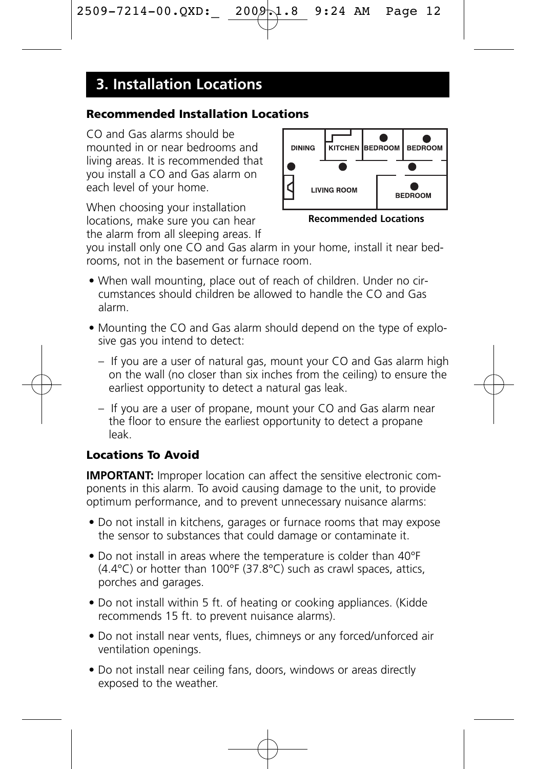## 3. Installation Locations

### Recommended Installation Locations

CO and Gas alarms should be mounted in or near bedrooms and living areas. It is recommended that you install a CO and Gas alarm on each level of your home.

When choosing your installation locations, make sure you can hear the alarm from all sleeping areas. If you install only one CO and Gas alarm in your home, install it near bedrooms, not in the basement or furnace room.

DINING KITCHEN BEDROOM BEDROOM LIVING ROOM BEDROOM

**Recommended Locations**

- When wall mounting, place out of reach of children. Under no circumstances should children be allowed to handle the CO and Gas alarm.
- Mounting the CO and Gas alarm should depend on the type of explosive gas you intend to detect:
  - If you are a user of natural gas, mount your CO and Gas alarm high on the wall (no closer than six inches from the ceiling) to ensure the earliest opportunity to detect a natural gas leak.
  - If you are a user of propane, mount your CO and Gas alarm near the floor to ensure the earliest opportunity to detect a propane leak.

### Locations To Avoid

**IMPORTANT:** Improper location can affect the sensitive electronic components in this alarm. To avoid causing damage to the unit, to provide optimum performance, and to prevent unnecessary nuisance alarms:

- Do not install in kitchens, garages or furnace rooms that may expose the sensor to substances that could damage or contaminate it.
- Do not install in areas where the temperature is colder than 40°F (4.4°C) or hotter than 100°F (37.8°C) such as crawl spaces, attics, porches and garages.
- Do not install within 5 ft. of heating or cooking appliances. (Kidde recommends 15 ft. to prevent nuisance alarms).
- Do not install near vents, flues, chimneys or any forced/unforced air ventilation openings.
- Do not install near ceiling fans, doors, windows or areas directly exposed to the weather.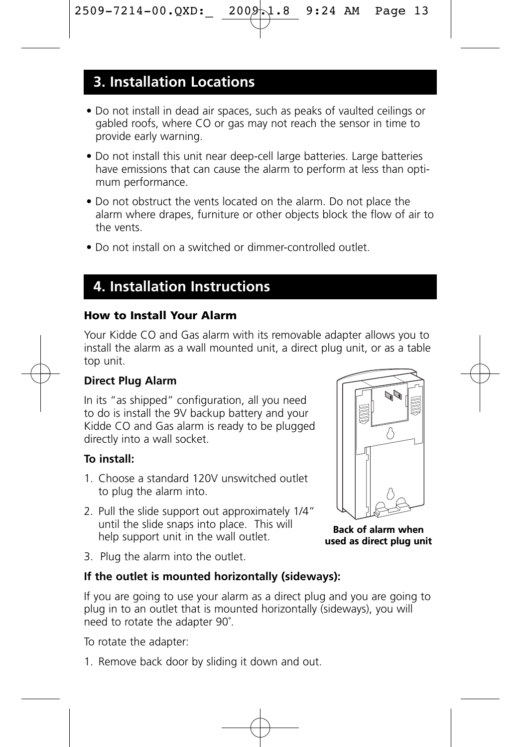## 3. Installation Locations

- Do not install in dead air spaces, such as peaks of vaulted ceilings or gabled roofs, where CO or gas may not reach the sensor in time to provide early warning.
- Do not install this unit near deep-cell large batteries. Large batteries have emissions that can cause the alarm to perform at less than optimum performance.
- Do not obstruct the vents located on the alarm. Do not place the alarm where drapes, furniture or other objects block the flow of air to the vents.
- Do not install on a switched or dimmer-controlled outlet.

## 4. Installation Instructions

### How to Install Your Alarm

Your Kidde CO and Gas alarm with its removable adapter allows you to install the alarm as a wall mounted unit, a direct plug unit, or as a table top unit.

**Direct Plug Alarm**

In its "as shipped" configuration, all you need to do is install the 9V backup battery and your Kidde CO and Gas alarm is ready to be plugged directly into a wall socket.

**To install:**

1. Choose a standard 120V unswitched outlet to plug the alarm into.
2. Pull the slide support out approximately 1/4" until the slide snaps into place. This will help support unit in the wall outlet.
3. Plug the alarm into the outlet.

**Back of alarm when used as direct plug unit**

**If the outlet is mounted horizontally (sideways):**

If you are going to use your alarm as a direct plug and you are going to plug in to an outlet that is mounted horizontally (sideways), you will need to rotate the adapter 90˚.

To rotate the adapter:

1. Remove back door by sliding it down and out.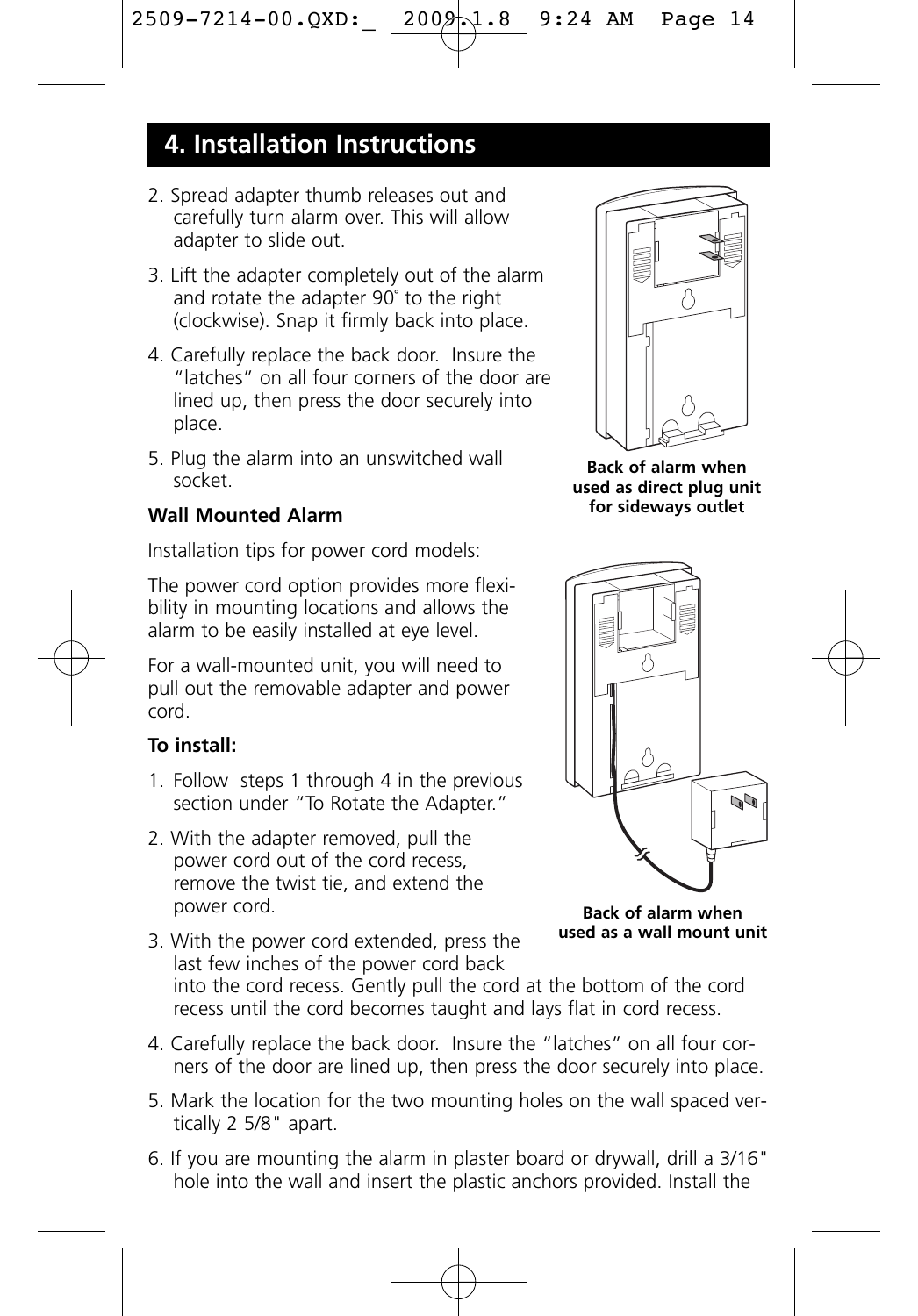## 4. Installation Instructions

2. Spread adapter thumb releases out and carefully turn alarm over. This will allow adapter to slide out.

3. Lift the adapter completely out of the alarm and rotate the adapter 90˚ to the right (clockwise). Snap it firmly back into place.

4. Carefully replace the back door. Insure the "latches" on all four corners of the door are lined up, then press the door securely into place.

5. Plug the alarm into an unswitched wall socket.

**Back of alarm when used as direct plug unit for sideways outlet**

**Wall Mounted Alarm**

Installation tips for power cord models:

The power cord option provides more flexibility in mounting locations and allows the alarm to be easily installed at eye level.

For a wall-mounted unit, you will need to pull out the removable adapter and power cord.

**To install:**

1. Follow steps 1 through 4 in the previous section under "To Rotate the Adapter."

2. With the adapter removed, pull the power cord out of the cord recess, remove the twist tie, and extend the power cord.

3. With the power cord extended, press the last few inches of the power cord back into the cord recess. Gently pull the cord at the bottom of the cord recess until the cord becomes taught and lays flat in cord recess.

**Back of alarm when used as a wall mount unit**

4. Carefully replace the back door. Insure the "latches" on all four corners of the door are lined up, then press the door securely into place.

5. Mark the location for the two mounting holes on the wall spaced vertically 2 5/8" apart.

6. If you are mounting the alarm in plaster board or drywall, drill a 3/16" hole into the wall and insert the plastic anchors provided. Install the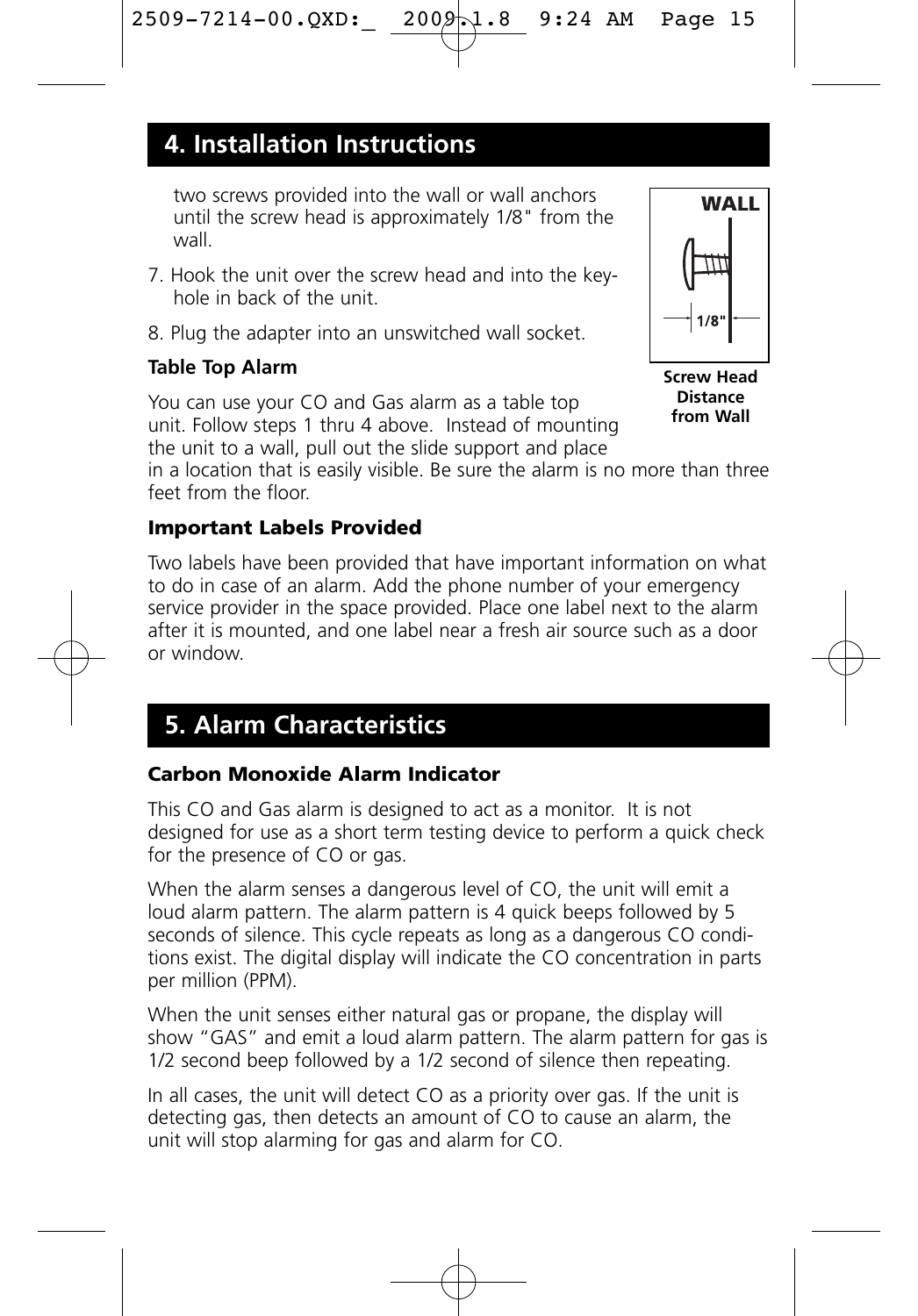## 4. Installation Instructions

two screws provided into the wall or wall anchors until the screw head is approximately 1/8" from the wall.

7. Hook the unit over the screw head and into the key-hole in back of the unit.
8. Plug the adapter into an unswitched wall socket.

WALL

1/8"

**Screw Head Distance from Wall**

**Table Top Alarm**

You can use your CO and Gas alarm as a table top unit. Follow steps 1 thru 4 above. Instead of mounting the unit to a wall, pull out the slide support and place in a location that is easily visible. Be sure the alarm is no more than three feet from the floor.

**Important Labels Provided**

Two labels have been provided that have important information on what to do in case of an alarm. Add the phone number of your emergency service provider in the space provided. Place one label next to the alarm after it is mounted, and one label near a fresh air source such as a door or window.

## 5. Alarm Characteristics

**Carbon Monoxide Alarm Indicator**

This CO and Gas alarm is designed to act as a monitor. It is not designed for use as a short term testing device to perform a quick check for the presence of CO or gas.

When the alarm senses a dangerous level of CO, the unit will emit a loud alarm pattern. The alarm pattern is 4 quick beeps followed by 5 seconds of silence. This cycle repeats as long as a dangerous CO conditions exist. The digital display will indicate the CO concentration in parts per million (PPM).

When the unit senses either natural gas or propane, the display will show "GAS" and emit a loud alarm pattern. The alarm pattern for gas is 1/2 second beep followed by a 1/2 second of silence then repeating.

In all cases, the unit will detect CO as a priority over gas. If the unit is detecting gas, then detects an amount of CO to cause an alarm, the unit will stop alarming for gas and alarm for CO.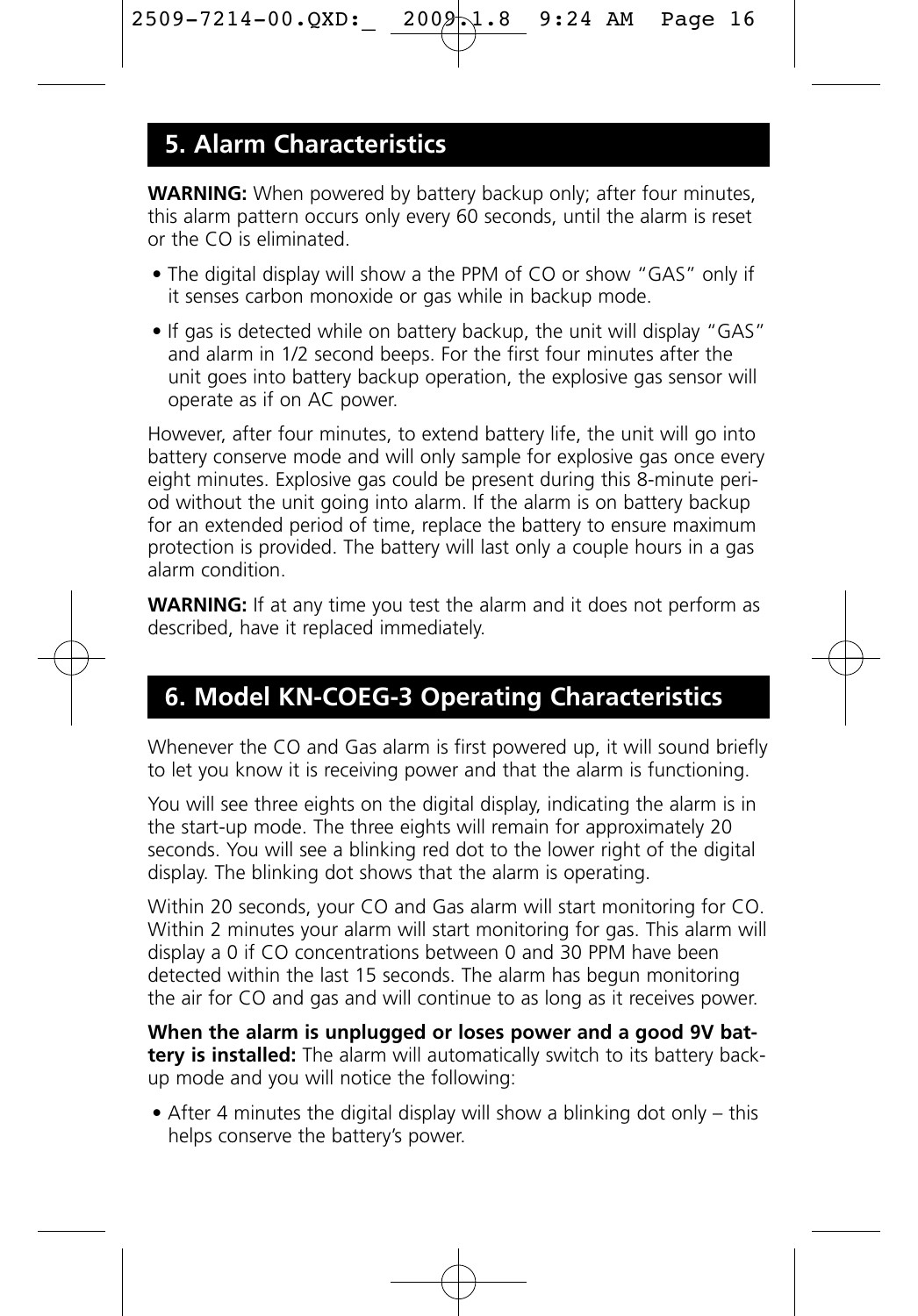## 5. Alarm Characteristics

**WARNING:** When powered by battery backup only; after four minutes, this alarm pattern occurs only every 60 seconds, until the alarm is reset or the CO is eliminated.

- The digital display will show a the PPM of CO or show "GAS" only if it senses carbon monoxide or gas while in backup mode.
- If gas is detected while on battery backup, the unit will display "GAS" and alarm in 1/2 second beeps. For the first four minutes after the unit goes into battery backup operation, the explosive gas sensor will operate as if on AC power.

However, after four minutes, to extend battery life, the unit will go into battery conserve mode and will only sample for explosive gas once every eight minutes. Explosive gas could be present during this 8-minute period without the unit going into alarm. If the alarm is on battery backup for an extended period of time, replace the battery to ensure maximum protection is provided. The battery will last only a couple hours in a gas alarm condition.

**WARNING:** If at any time you test the alarm and it does not perform as described, have it replaced immediately.

## 6. Model KN-COEG-3 Operating Characteristics

Whenever the CO and Gas alarm is first powered up, it will sound briefly to let you know it is receiving power and that the alarm is functioning.

You will see three eights on the digital display, indicating the alarm is in the start-up mode. The three eights will remain for approximately 20 seconds. You will see a blinking red dot to the lower right of the digital display. The blinking dot shows that the alarm is operating.

Within 20 seconds, your CO and Gas alarm will start monitoring for CO. Within 2 minutes your alarm will start monitoring for gas. This alarm will display a 0 if CO concentrations between 0 and 30 PPM have been detected within the last 15 seconds. The alarm has begun monitoring the air for CO and gas and will continue to as long as it receives power.

**When the alarm is unplugged or loses power and a good 9V battery is installed:** The alarm will automatically switch to its battery backup mode and you will notice the following:

- After 4 minutes the digital display will show a blinking dot only – this helps conserve the battery's power.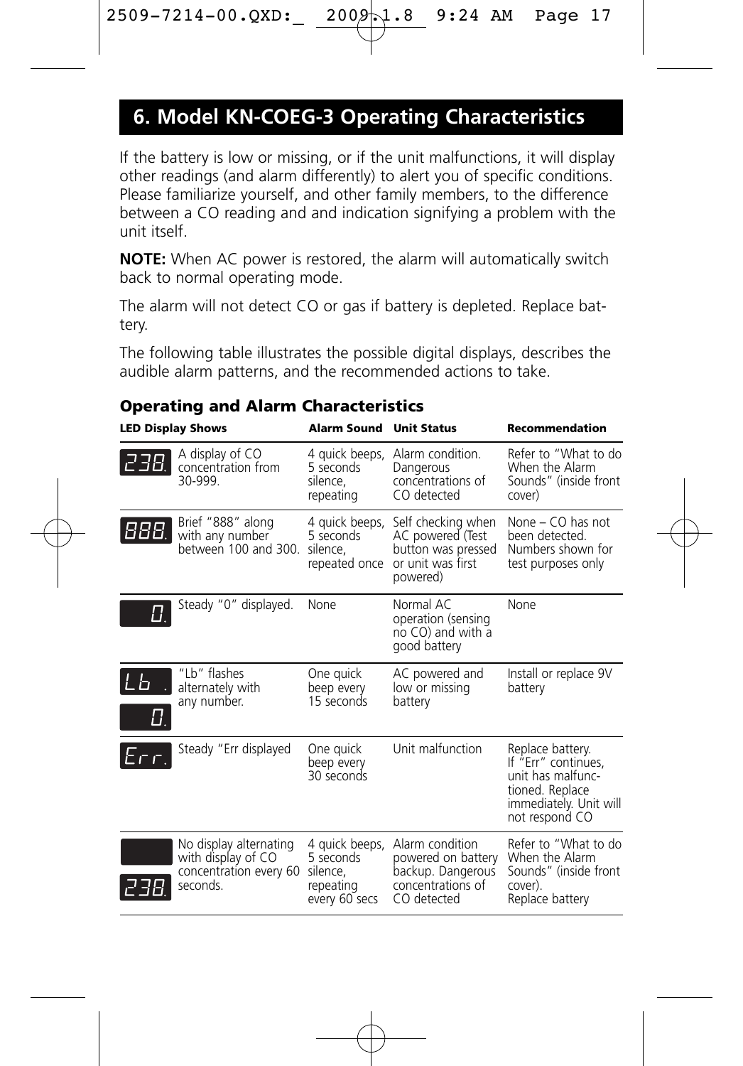## 6. Model KN-COEG-3 Operating Characteristics

If the battery is low or missing, or if the unit malfunctions, it will display other readings (and alarm differently) to alert you of specific conditions. Please familiarize yourself, and other family members, to the difference between a CO reading and and indication signifying a problem with the unit itself.

**NOTE:** When AC power is restored, the alarm will automatically switch back to normal operating mode.

The alarm will not detect CO or gas if battery is depleted. Replace battery.

The following table illustrates the possible digital displays, describes the audible alarm patterns, and the recommended actions to take.

### Operating and Alarm Characteristics

| LED Display Shows | | Alarm Sound | Unit Status | Recommendation |
|---|---|---|---|---|
| 238. | A display of CO concentration from 30-999. | 4 quick beeps, 5 seconds silence, repeating | Alarm condition. Dangerous concentrations of CO detected | Refer to "What to do When the Alarm Sounds" (inside front cover) |
| 888. | Brief "888" along with any number between 100 and 300. | 4 quick beeps, 5 seconds silence, repeated once | Self checking when AC powered (Test button was pressed or unit was first powered) | None – CO has not been detected. Numbers shown for test purposes only |
| 0. | Steady "0" displayed. | None | Normal AC operation (sensing no CO) and with a good battery | None |
| Lb . / 0. | "Lb" flashes alternately with any number. | One quick beep every 15 seconds | AC powered and low or missing battery | Install or replace 9V battery |
| Err. | Steady "Err displayed | One quick beep every 30 seconds | Unit malfunction | Replace battery. If "Err" continues, unit has malfunctioned. Replace immediately. Unit will not respond CO |
| (blank) / 238. | No display alternating with display of CO concentration every 60 seconds. | 4 quick beeps, 5 seconds silence, repeating every 60 secs | Alarm condition powered on battery backup. Dangerous concentrations of CO detected | Refer to "What to do When the Alarm Sounds" (inside front cover). Replace battery |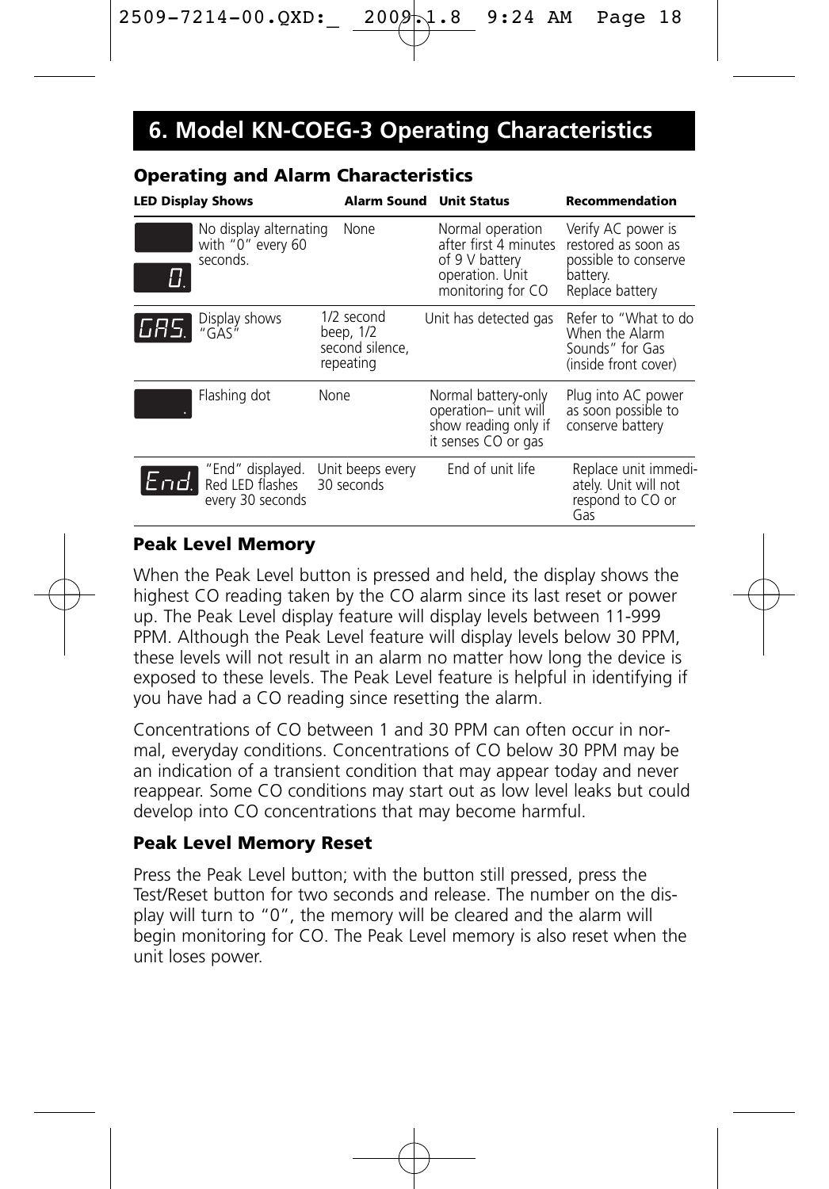## 6. Model KN-COEG-3 Operating Characteristics

### Operating and Alarm Characteristics

| LED Display Shows | | Alarm Sound | Unit Status | Recommendation |
|---|---|---|---|---|
| 0. | No display alternating with "0" every 60 seconds. | None | Normal operation after first 4 minutes of 9 V battery operation. Unit monitoring for CO | Verify AC power is restored as soon as possible to conserve battery. Replace battery |
| GAS. | Display shows "GAS" | 1/2 second beep, 1/2 second silence, repeating | Unit has detected gas | Refer to "What to do When the Alarm Sounds" for Gas (inside front cover) |
| . | Flashing dot | None | Normal battery-only operation– unit will show reading only if it senses CO or gas | Plug into AC power as soon possible to conserve battery |
| End. | "End" displayed. Red LED flashes every 30 seconds | Unit beeps every 30 seconds | End of unit life | Replace unit immediately. Unit will not respond to CO or Gas |

### Peak Level Memory

When the Peak Level button is pressed and held, the display shows the highest CO reading taken by the CO alarm since its last reset or power up. The Peak Level display feature will display levels between 11-999 PPM. Although the Peak Level feature will display levels below 30 PPM, these levels will not result in an alarm no matter how long the device is exposed to these levels. The Peak Level feature is helpful in identifying if you have had a CO reading since resetting the alarm.

Concentrations of CO between 1 and 30 PPM can often occur in normal, everyday conditions. Concentrations of CO below 30 PPM may be an indication of a transient condition that may appear today and never reappear. Some CO conditions may start out as low level leaks but could develop into CO concentrations that may become harmful.

### Peak Level Memory Reset

Press the Peak Level button; with the button still pressed, press the Test/Reset button for two seconds and release. The number on the display will turn to "0", the memory will be cleared and the alarm will begin monitoring for CO. The Peak Level memory is also reset when the unit loses power.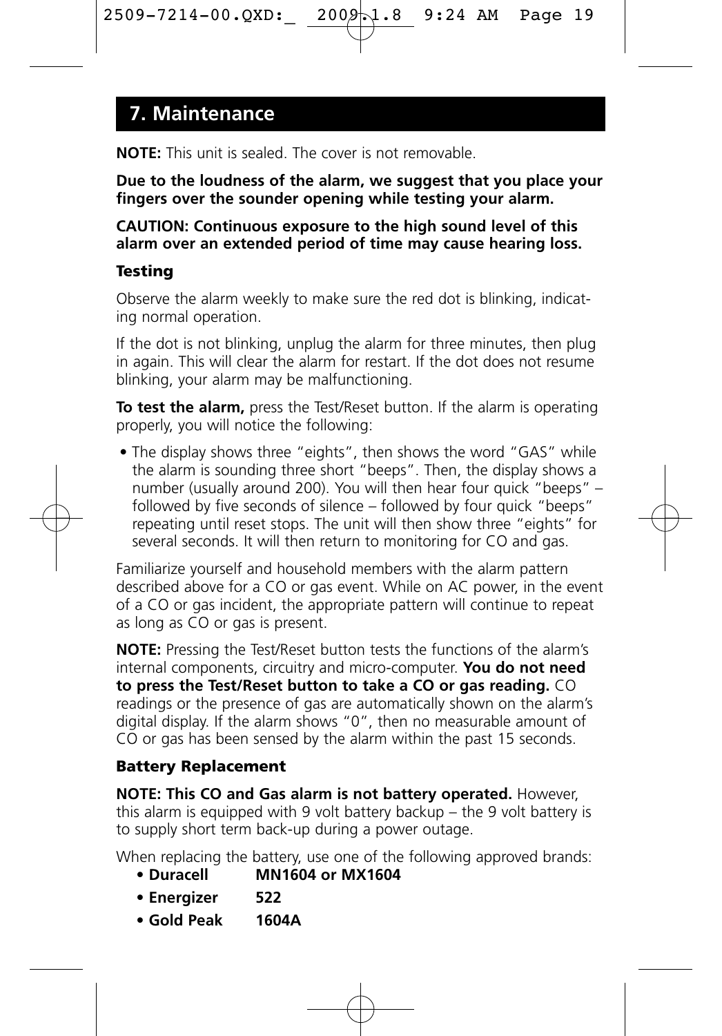## 7. Maintenance

**NOTE:** This unit is sealed. The cover is not removable.

**Due to the loudness of the alarm, we suggest that you place your fingers over the sounder opening while testing your alarm.**

**CAUTION: Continuous exposure to the high sound level of this alarm over an extended period of time may cause hearing loss.**

### Testing

Observe the alarm weekly to make sure the red dot is blinking, indicating normal operation.

If the dot is not blinking, unplug the alarm for three minutes, then plug in again. This will clear the alarm for restart. If the dot does not resume blinking, your alarm may be malfunctioning.

**To test the alarm,** press the Test/Reset button. If the alarm is operating properly, you will notice the following:

- The display shows three "eights", then shows the word "GAS" while the alarm is sounding three short "beeps". Then, the display shows a number (usually around 200). You will then hear four quick "beeps" – followed by five seconds of silence – followed by four quick "beeps" repeating until reset stops. The unit will then show three "eights" for several seconds. It will then return to monitoring for CO and gas.

Familiarize yourself and household members with the alarm pattern described above for a CO or gas event. While on AC power, in the event of a CO or gas incident, the appropriate pattern will continue to repeat as long as CO or gas is present.

**NOTE:** Pressing the Test/Reset button tests the functions of the alarm's internal components, circuitry and micro-computer. **You do not need to press the Test/Reset button to take a CO or gas reading.** CO readings or the presence of gas are automatically shown on the alarm's digital display. If the alarm shows "0", then no measurable amount of CO or gas has been sensed by the alarm within the past 15 seconds.

### Battery Replacement

**NOTE: This CO and Gas alarm is not battery operated.** However, this alarm is equipped with 9 volt battery backup – the 9 volt battery is to supply short term back-up during a power outage.

When replacing the battery, use one of the following approved brands:

- **Duracell MN1604 or MX1604**
- **Energizer 522**
- **Gold Peak 1604A**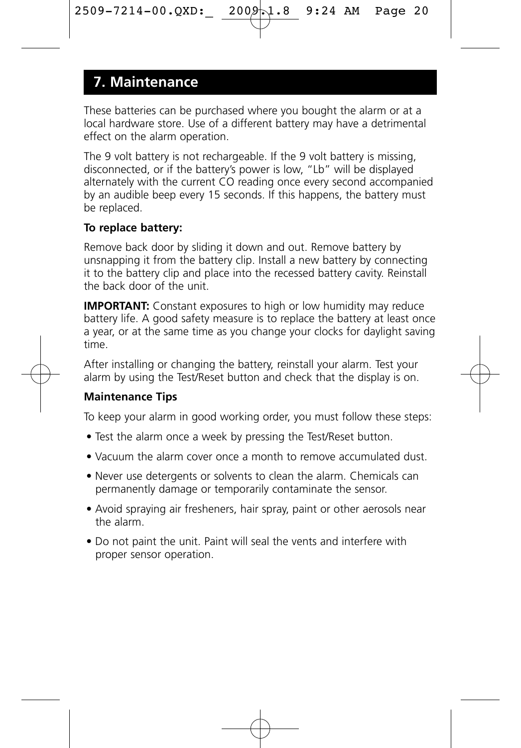## 7. Maintenance

These batteries can be purchased where you bought the alarm or at a local hardware store. Use of a different battery may have a detrimental effect on the alarm operation.

The 9 volt battery is not rechargeable. If the 9 volt battery is missing, disconnected, or if the battery's power is low, "Lb" will be displayed alternately with the current CO reading once every second accompanied by an audible beep every 15 seconds. If this happens, the battery must be replaced.

**To replace battery:**

Remove back door by sliding it down and out. Remove battery by unsnapping it from the battery clip. Install a new battery by connecting it to the battery clip and place into the recessed battery cavity. Reinstall the back door of the unit.

**IMPORTANT:** Constant exposures to high or low humidity may reduce battery life. A good safety measure is to replace the battery at least once a year, or at the same time as you change your clocks for daylight saving time.

After installing or changing the battery, reinstall your alarm. Test your alarm by using the Test/Reset button and check that the display is on.

**Maintenance Tips**

To keep your alarm in good working order, you must follow these steps:

- Test the alarm once a week by pressing the Test/Reset button.
- Vacuum the alarm cover once a month to remove accumulated dust.
- Never use detergents or solvents to clean the alarm. Chemicals can permanently damage or temporarily contaminate the sensor.
- Avoid spraying air fresheners, hair spray, paint or other aerosols near the alarm.
- Do not paint the unit. Paint will seal the vents and interfere with proper sensor operation.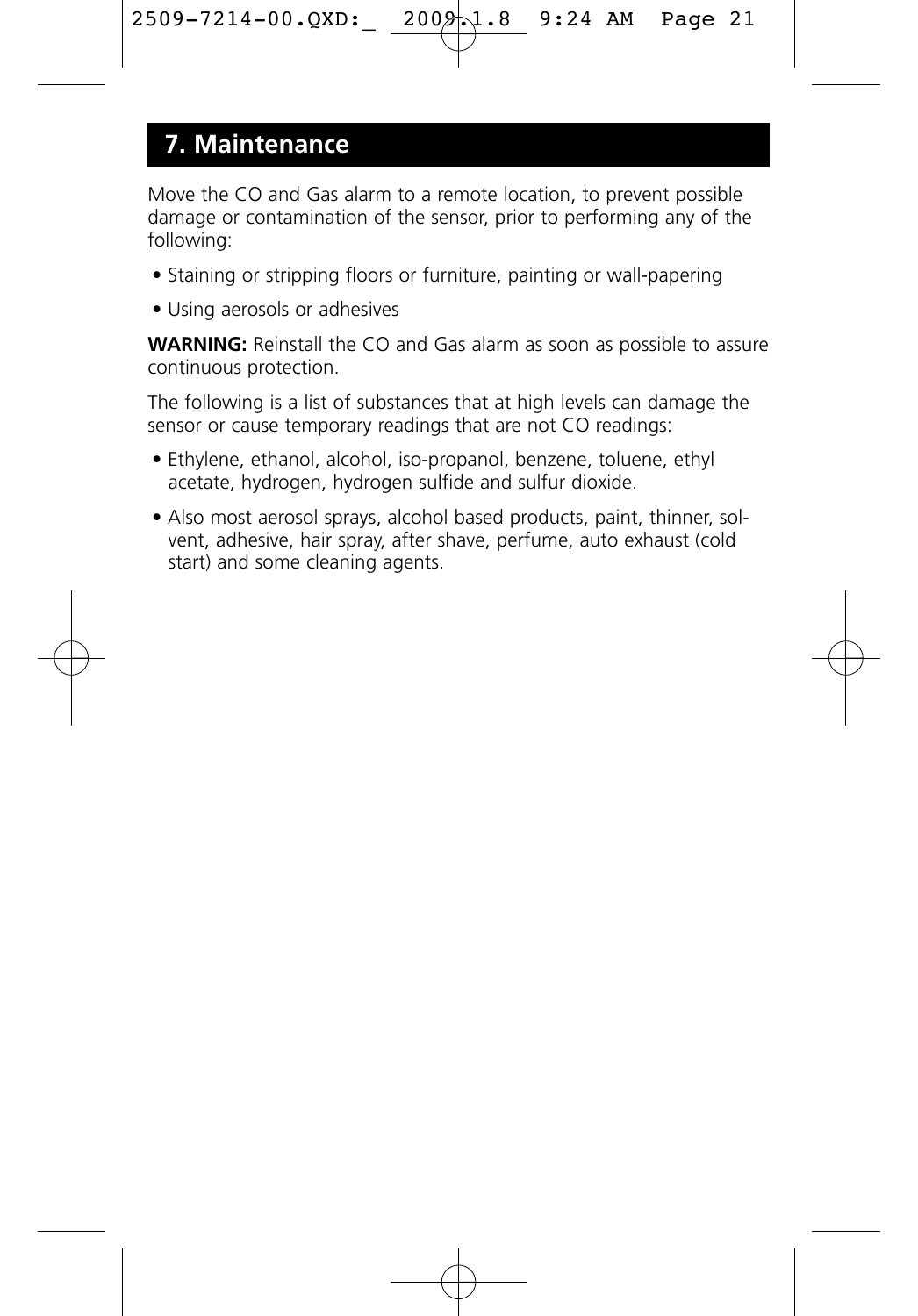## 7. Maintenance

Move the CO and Gas alarm to a remote location, to prevent possible damage or contamination of the sensor, prior to performing any of the following:

- Staining or stripping floors or furniture, painting or wall-papering
- Using aerosols or adhesives

**WARNING:** Reinstall the CO and Gas alarm as soon as possible to assure continuous protection.

The following is a list of substances that at high levels can damage the sensor or cause temporary readings that are not CO readings:

- Ethylene, ethanol, alcohol, iso-propanol, benzene, toluene, ethyl acetate, hydrogen, hydrogen sulfide and sulfur dioxide.
- Also most aerosol sprays, alcohol based products, paint, thinner, solvent, adhesive, hair spray, after shave, perfume, auto exhaust (cold start) and some cleaning agents.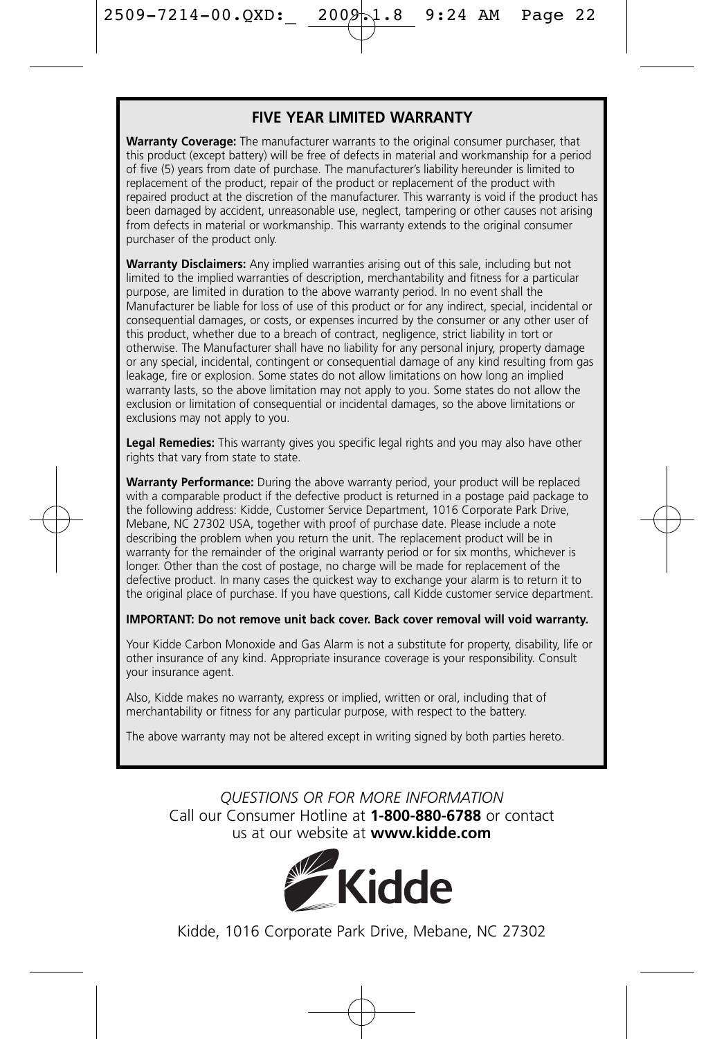## FIVE YEAR LIMITED WARRANTY

**Warranty Coverage:** The manufacturer warrants to the original consumer purchaser, that this product (except battery) will be free of defects in material and workmanship for a period of five (5) years from date of purchase. The manufacturer's liability hereunder is limited to replacement of the product, repair of the product or replacement of the product with repaired product at the discretion of the manufacturer. This warranty is void if the product has been damaged by accident, unreasonable use, neglect, tampering or other causes not arising from defects in material or workmanship. This warranty extends to the original consumer purchaser of the product only.

**Warranty Disclaimers:** Any implied warranties arising out of this sale, including but not limited to the implied warranties of description, merchantability and fitness for a particular purpose, are limited in duration to the above warranty period. In no event shall the Manufacturer be liable for loss of use of this product or for any indirect, special, incidental or consequential damages, or costs, or expenses incurred by the consumer or any other user of this product, whether due to a breach of contract, negligence, strict liability in tort or otherwise. The Manufacturer shall have no liability for any personal injury, property damage or any special, incidental, contingent or consequential damage of any kind resulting from gas leakage, fire or explosion. Some states do not allow limitations on how long an implied warranty lasts, so the above limitation may not apply to you. Some states do not allow the exclusion or limitation of consequential or incidental damages, so the above limitations or exclusions may not apply to you.

**Legal Remedies:** This warranty gives you specific legal rights and you may also have other rights that vary from state to state.

**Warranty Performance:** During the above warranty period, your product will be replaced with a comparable product if the defective product is returned in a postage paid package to the following address: Kidde, Customer Service Department, 1016 Corporate Park Drive, Mebane, NC 27302 USA, together with proof of purchase date. Please include a note describing the problem when you return the unit. The replacement product will be in warranty for the remainder of the original warranty period or for six months, whichever is longer. Other than the cost of postage, no charge will be made for replacement of the defective product. In many cases the quickest way to exchange your alarm is to return it to the original place of purchase. If you have questions, call Kidde customer service department.

**IMPORTANT: Do not remove unit back cover. Back cover removal will void warranty.**

Your Kidde Carbon Monoxide and Gas Alarm is not a substitute for property, disability, life or other insurance of any kind. Appropriate insurance coverage is your responsibility. Consult your insurance agent.

Also, Kidde makes no warranty, express or implied, written or oral, including that of merchantability or fitness for any particular purpose, with respect to the battery.

The above warranty may not be altered except in writing signed by both parties hereto.

*QUESTIONS OR FOR MORE INFORMATION*
Call our Consumer Hotline at **1-800-880-6788** or contact us at our website at **www.kidde.com**

Kidde

Kidde, 1016 Corporate Park Drive, Mebane, NC 27302